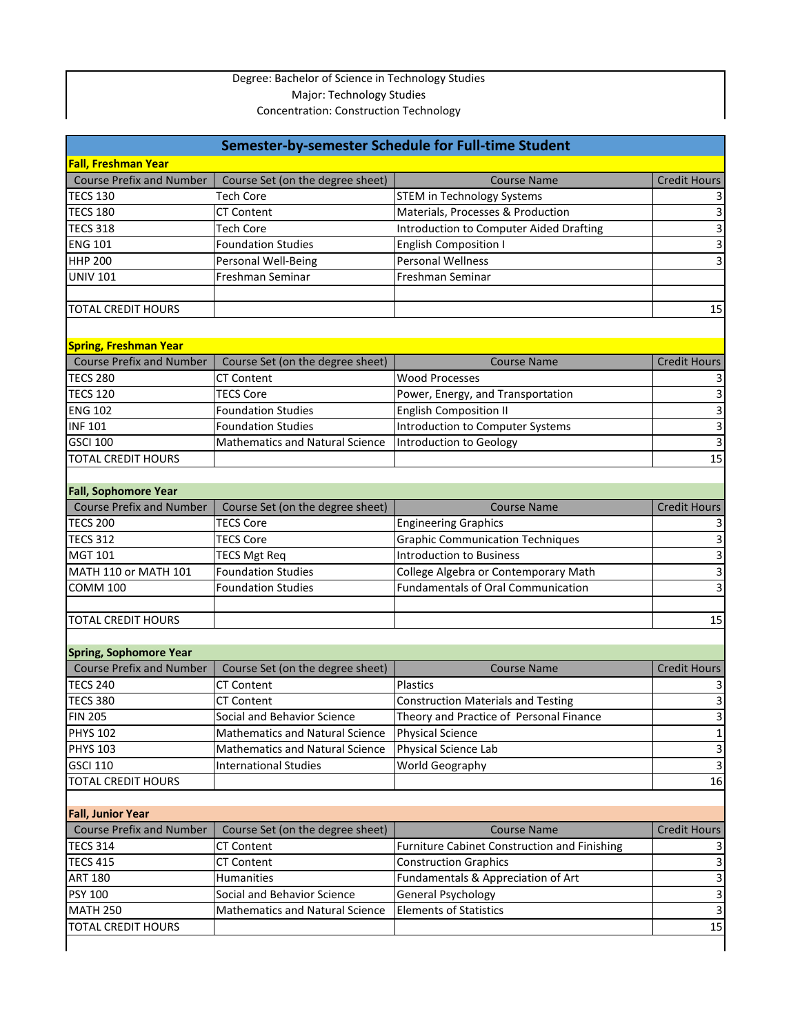Degree: Bachelor of Science in Technology Studies
Major: Technology Studies
Concentration: Construction Technology

## Semester-by-semester Schedule for Full-time Student

### Fall, Freshman Year

| Course Prefix and Number | Course Set (on the degree sheet) | Course Name | Credit Hours |
|---|---|---|---|
| TECS 130 | Tech Core | STEM in Technology Systems | 3 |
| TECS 180 | CT Content | Materials, Processes & Production | 3 |
| TECS 318 | Tech Core | Introduction to Computer Aided Drafting | 3 |
| ENG 101 | Foundation Studies | English Composition I | 3 |
| HHP 200 | Personal Well-Being | Personal Wellness | 3 |
| UNIV 101 | Freshman Seminar | Freshman Seminar | |
| | | | |
| TOTAL CREDIT HOURS | | | 15 |

### Spring, Freshman Year

| Course Prefix and Number | Course Set (on the degree sheet) | Course Name | Credit Hours |
|---|---|---|---|
| TECS 280 | CT Content | Wood Processes | 3 |
| TECS 120 | TECS Core | Power, Energy, and Transportation | 3 |
| ENG 102 | Foundation Studies | English Composition II | 3 |
| INF 101 | Foundation Studies | Introduction to Computer Systems | 3 |
| GSCI 100 | Mathematics and Natural Science | Introduction to Geology | 3 |
| TOTAL CREDIT HOURS | | | 15 |

### Fall, Sophomore Year

| Course Prefix and Number | Course Set (on the degree sheet) | Course Name | Credit Hours |
|---|---|---|---|
| TECS 200 | TECS Core | Engineering Graphics | 3 |
| TECS 312 | TECS Core | Graphic Communication Techniques | 3 |
| MGT 101 | TECS Mgt Req | Introduction to Business | 3 |
| MATH 110 or MATH 101 | Foundation Studies | College Algebra or Contemporary Math | 3 |
| COMM 100 | Foundation Studies | Fundamentals of Oral Communication | 3 |
| | | | |
| TOTAL CREDIT HOURS | | | 15 |

### Spring, Sophomore Year

| Course Prefix and Number | Course Set (on the degree sheet) | Course Name | Credit Hours |
|---|---|---|---|
| TECS 240 | CT Content | Plastics | 3 |
| TECS 380 | CT Content | Construction Materials and Testing | 3 |
| FIN 205 | Social and Behavior Science | Theory and Practice of Personal Finance | 3 |
| PHYS 102 | Mathematics and Natural Science | Physical Science | 1 |
| PHYS 103 | Mathematics and Natural Science | Physical Science Lab | 3 |
| GSCI 110 | International Studies | World Geography | 3 |
| TOTAL CREDIT HOURS | | | 16 |

### Fall, Junior Year

| Course Prefix and Number | Course Set (on the degree sheet) | Course Name | Credit Hours |
|---|---|---|---|
| TECS 314 | CT Content | Furniture Cabinet Construction and Finishing | 3 |
| TECS 415 | CT Content | Construction Graphics | 3 |
| ART 180 | Humanities | Fundamentals & Appreciation of Art | 3 |
| PSY 100 | Social and Behavior Science | General Psychology | 3 |
| MATH 250 | Mathematics and Natural Science | Elements of Statistics | 3 |
| TOTAL CREDIT HOURS | | | 15 |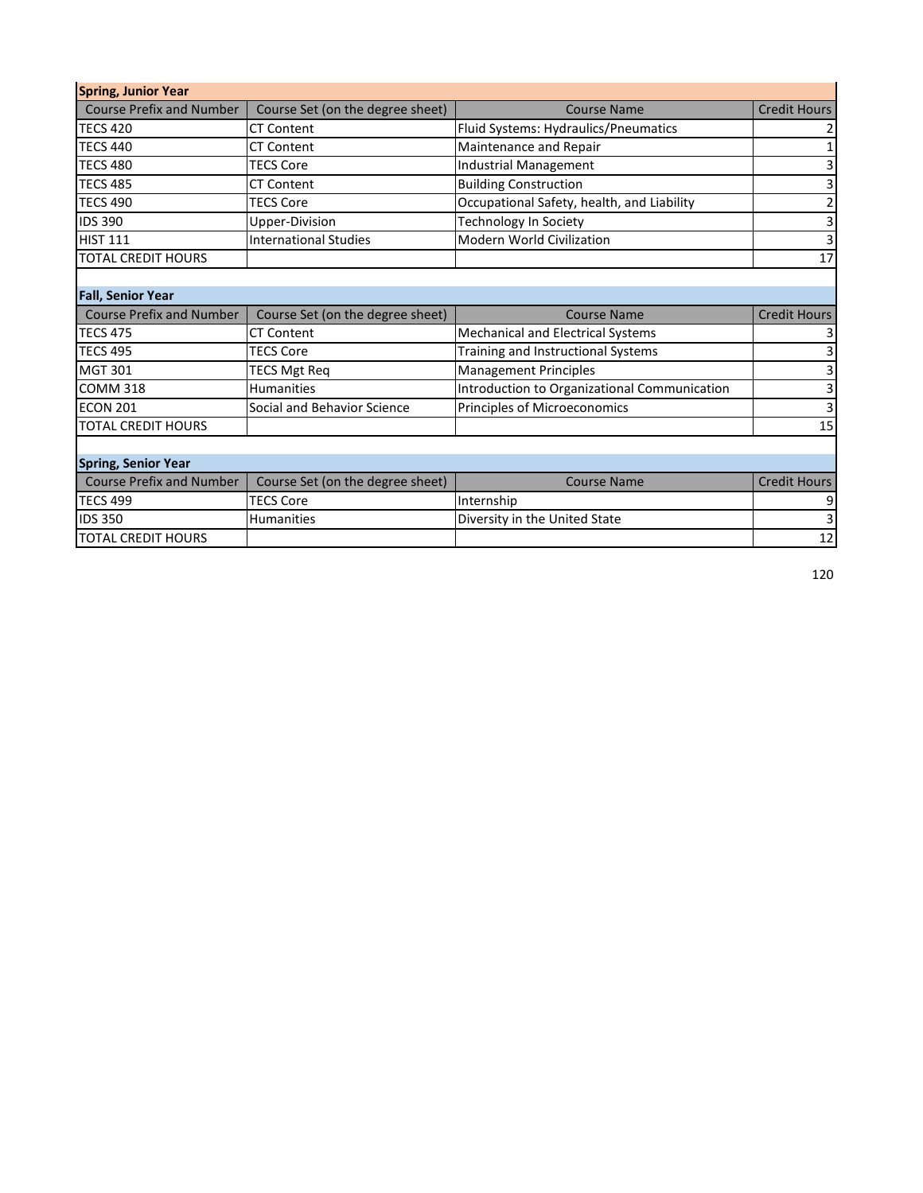**Spring, Junior Year**

| Course Prefix and Number | Course Set (on the degree sheet) | Course Name | Credit Hours |
|---|---|---|---|
| TECS 420 | CT Content | Fluid Systems: Hydraulics/Pneumatics | 2 |
| TECS 440 | CT Content | Maintenance and Repair | 1 |
| TECS 480 | TECS Core | Industrial Management | 3 |
| TECS 485 | CT Content | Building Construction | 3 |
| TECS 490 | TECS Core | Occupational Safety, health, and Liability | 2 |
| IDS 390 | Upper-Division | Technology In Society | 3 |
| HIST 111 | International Studies | Modern World Civilization | 3 |
| TOTAL CREDIT HOURS | | | 17 |

**Fall, Senior Year**

| Course Prefix and Number | Course Set (on the degree sheet) | Course Name | Credit Hours |
|---|---|---|---|
| TECS 475 | CT Content | Mechanical and Electrical Systems | 3 |
| TECS 495 | TECS Core | Training and Instructional Systems | 3 |
| MGT 301 | TECS Mgt Req | Management Principles | 3 |
| COMM 318 | Humanities | Introduction to Organizational Communication | 3 |
| ECON 201 | Social and Behavior Science | Principles of Microeconomics | 3 |
| TOTAL CREDIT HOURS | | | 15 |

**Spring, Senior Year**

| Course Prefix and Number | Course Set (on the degree sheet) | Course Name | Credit Hours |
|---|---|---|---|
| TECS 499 | TECS Core | Internship | 9 |
| IDS 350 | Humanities | Diversity in the United State | 3 |
| TOTAL CREDIT HOURS | | | 12 |

120